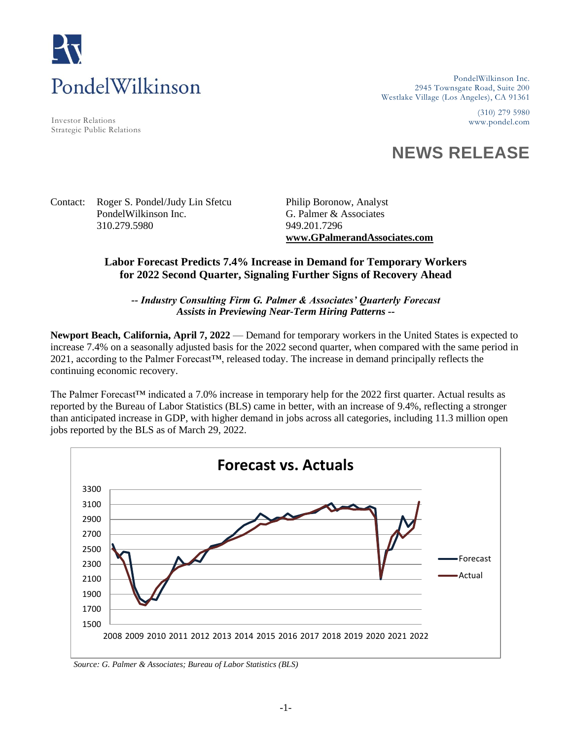PondelWilkinson

Investor Relations
Strategic Public Relations

PondelWilkinson Inc.
2945 Townsgate Road, Suite 200
Westlake Village (Los Angeles), CA 91361

(310) 279 5980
www.pondel.com

# NEWS RELEASE

Contact: Roger S. Pondel/Judy Lin Sfetcu
PondelWilkinson Inc.
310.279.5980

Philip Boronow, Analyst
G. Palmer & Associates
949.201.7296
**www.GPalmerandAssociates.com**

## Labor Forecast Predicts 7.4% Increase in Demand for Temporary Workers for 2022 Second Quarter, Signaling Further Signs of Recovery Ahead

***-- Industry Consulting Firm G. Palmer & Associates' Quarterly Forecast Assists in Previewing Near-Term Hiring Patterns --***

**Newport Beach, California, April 7, 2022** — Demand for temporary workers in the United States is expected to increase 7.4% on a seasonally adjusted basis for the 2022 second quarter, when compared with the same period in 2021, according to the Palmer Forecast™, released today. The increase in demand principally reflects the continuing economic recovery.

The Palmer Forecast™ indicated a 7.0% increase in temporary help for the 2022 first quarter. Actual results as reported by the Bureau of Labor Statistics (BLS) came in better, with an increase of 9.4%, reflecting a stronger than anticipated increase in GDP, with higher demand in jobs across all categories, including 11.3 million open jobs reported by the BLS as of March 29, 2022.

**Forecast vs. Actuals**

*Source: G. Palmer & Associates; Bureau of Labor Statistics (BLS)*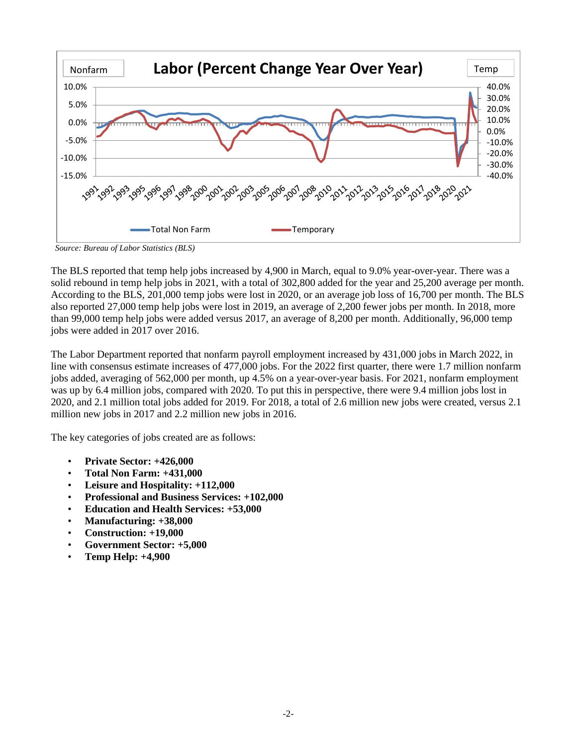Source: Bureau of Labor Statistics (BLS)

The BLS reported that temp help jobs increased by 4,900 in March, equal to 9.0% year-over-year. There was a solid rebound in temp help jobs in 2021, with a total of 302,800 added for the year and 25,200 average per month. According to the BLS, 201,000 temp jobs were lost in 2020, or an average job loss of 16,700 per month. The BLS also reported 27,000 temp help jobs were lost in 2019, an average of 2,200 fewer jobs per month. In 2018, more than 99,000 temp help jobs were added versus 2017, an average of 8,200 per month. Additionally, 96,000 temp jobs were added in 2017 over 2016.

The Labor Department reported that nonfarm payroll employment increased by 431,000 jobs in March 2022, in line with consensus estimate increases of 477,000 jobs. For the 2022 first quarter, there were 1.7 million nonfarm jobs added, averaging of 562,000 per month, up 4.5% on a year-over-year basis. For 2021, nonfarm employment was up by 6.4 million jobs, compared with 2020. To put this in perspective, there were 9.4 million jobs lost in 2020, and 2.1 million total jobs added for 2019. For 2018, a total of 2.6 million new jobs were created, versus 2.1 million new jobs in 2017 and 2.2 million new jobs in 2016.

The key categories of jobs created are as follows:

- **Private Sector: +426,000**
- **Total Non Farm: +431,000**
- **Leisure and Hospitality: +112,000**
- **Professional and Business Services: +102,000**
- **Education and Health Services: +53,000**
- **Manufacturing: +38,000**
- **Construction: +19,000**
- **Government Sector: +5,000**
- **Temp Help: +4,900**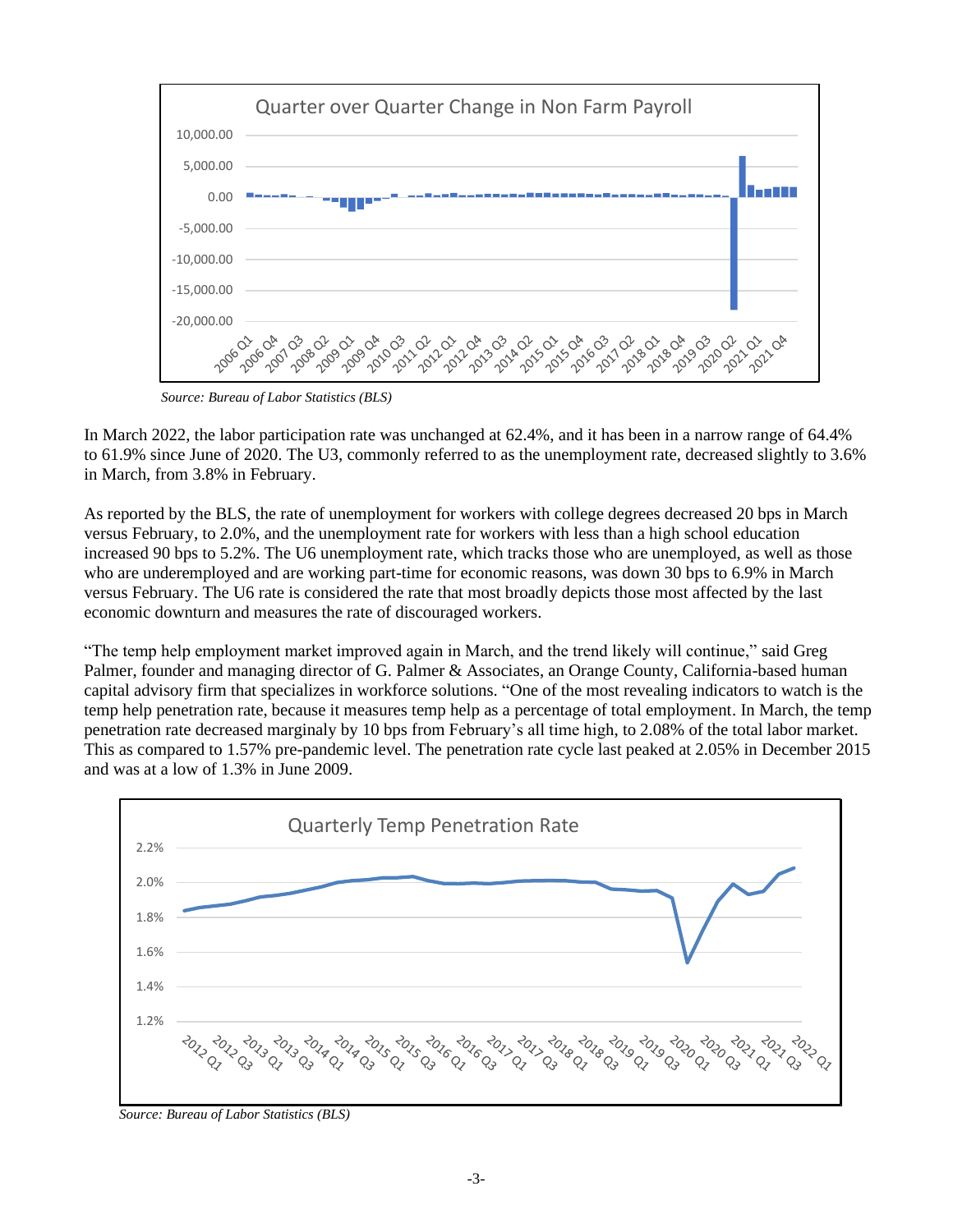Source: Bureau of Labor Statistics (BLS)

In March 2022, the labor participation rate was unchanged at 62.4%, and it has been in a narrow range of 64.4% to 61.9% since June of 2020. The U3, commonly referred to as the unemployment rate, decreased slightly to 3.6% in March, from 3.8% in February.

As reported by the BLS, the rate of unemployment for workers with college degrees decreased 20 bps in March versus February, to 2.0%, and the unemployment rate for workers with less than a high school education increased 90 bps to 5.2%. The U6 unemployment rate, which tracks those who are unemployed, as well as those who are underemployed and are working part-time for economic reasons, was down 30 bps to 6.9% in March versus February. The U6 rate is considered the rate that most broadly depicts those most affected by the last economic downturn and measures the rate of discouraged workers.

"The temp help employment market improved again in March, and the trend likely will continue," said Greg Palmer, founder and managing director of G. Palmer & Associates, an Orange County, California-based human capital advisory firm that specializes in workforce solutions. "One of the most revealing indicators to watch is the temp help penetration rate, because it measures temp help as a percentage of total employment. In March, the temp penetration rate decreased marginaly by 10 bps from February's all time high, to 2.08% of the total labor market. This as compared to 1.57% pre-pandemic level. The penetration rate cycle last peaked at 2.05% in December 2015 and was at a low of 1.3% in June 2009.

*Source: Bureau of Labor Statistics (BLS)*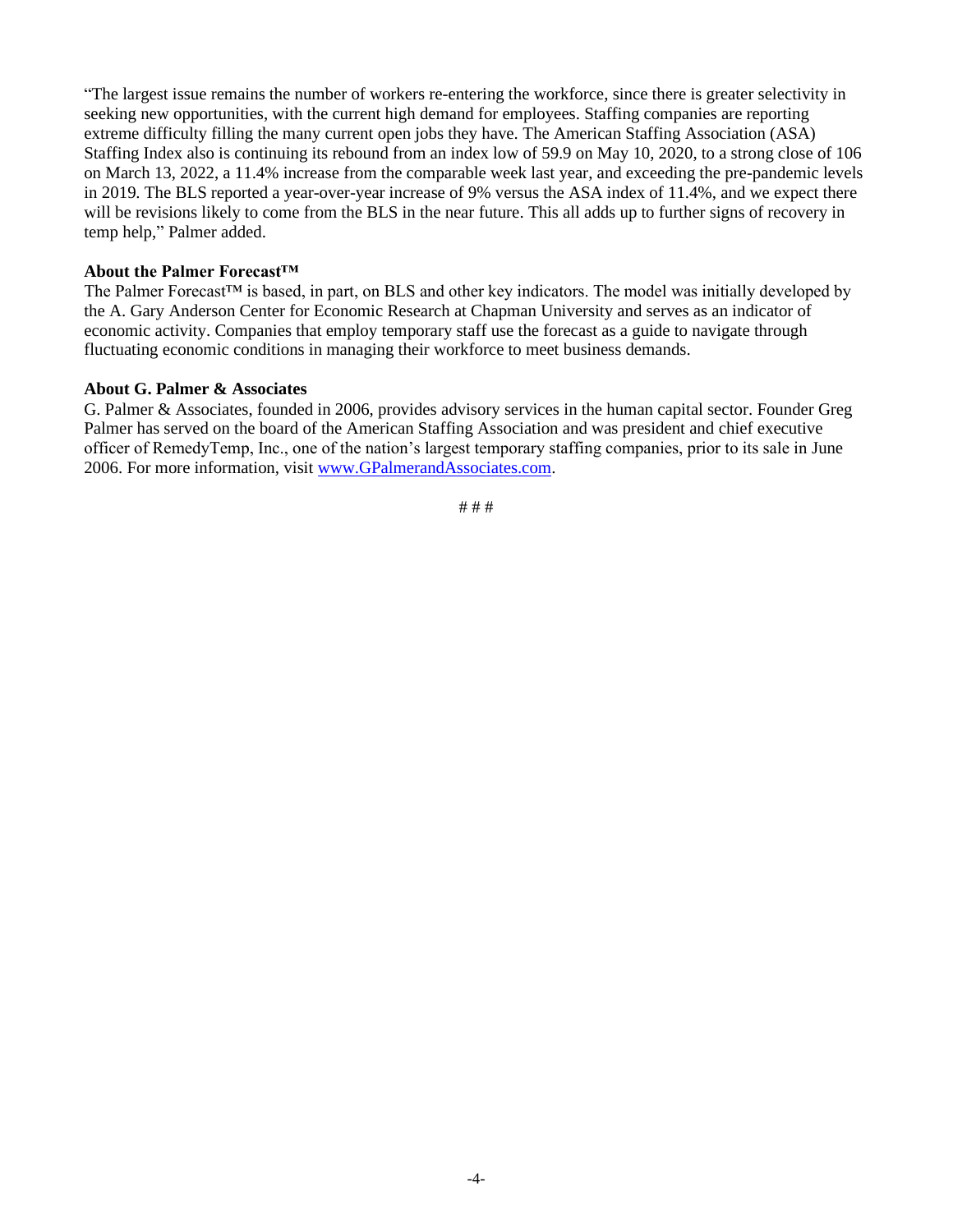"The largest issue remains the number of workers re-entering the workforce, since there is greater selectivity in seeking new opportunities, with the current high demand for employees. Staffing companies are reporting extreme difficulty filling the many current open jobs they have. The American Staffing Association (ASA) Staffing Index also is continuing its rebound from an index low of 59.9 on May 10, 2020, to a strong close of 106 on March 13, 2022, a 11.4% increase from the comparable week last year, and exceeding the pre-pandemic levels in 2019. The BLS reported a year-over-year increase of 9% versus the ASA index of 11.4%, and we expect there will be revisions likely to come from the BLS in the near future. This all adds up to further signs of recovery in temp help," Palmer added.

**About the Palmer Forecast™**

The Palmer Forecast™ is based, in part, on BLS and other key indicators. The model was initially developed by the A. Gary Anderson Center for Economic Research at Chapman University and serves as an indicator of economic activity. Companies that employ temporary staff use the forecast as a guide to navigate through fluctuating economic conditions in managing their workforce to meet business demands.

**About G. Palmer & Associates**

G. Palmer & Associates, founded in 2006, provides advisory services in the human capital sector. Founder Greg Palmer has served on the board of the American Staffing Association and was president and chief executive officer of RemedyTemp, Inc., one of the nation's largest temporary staffing companies, prior to its sale in June 2006. For more information, visit [www.GPalmerandAssociates.com](www.GPalmerandAssociates.com).

# # #